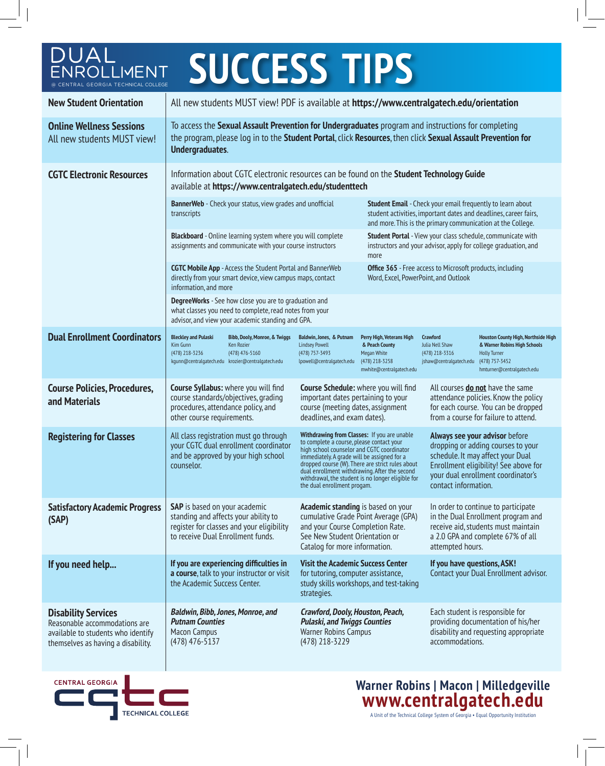# DUAL ENROLLMENT @ CENTRAL GEORGIA TECHNICAL COLLEGE SUCCESS TIPS

## New Student Orientation

All new students MUST view! PDF is available at **https://www.centralgatech.edu/orientation**

## Online Wellness Sessions

All new students MUST view!

To access the **Sexual Assault Prevention for Undergraduates** program and instructions for completing the program, please log in to the **Student Portal**, click **Resources**, then click **Sexual Assault Prevention for Undergraduates**.

## CGTC Electronic Resources

Information about CGTC electronic resources can be found on the **Student Technology Guide** available at **https://www.centralgatech.edu/studenttech**

**BannerWeb** - Check your status, view grades and unofficial transcripts

**Student Email** - Check your email frequently to learn about student activities, important dates and deadlines, career fairs, and more. This is the primary communication at the College.

**Blackboard** - Online learning system where you will complete assignments and communicate with your course instructors

**Student Portal** - View your class schedule, communicate with instructors and your advisor, apply for college graduation, and more

**CGTC Mobile App** - Access the Student Portal and BannerWeb directly from your smart device, view campus maps, contact information, and more

**Office 365** - Free access to Microsoft products, including Word, Excel, PowerPoint, and Outlook

**DegreeWorks** - See how close you are to graduation and what classes you need to complete, read notes from your advisor, and view your academic standing and GPA.

## Dual Enrollment Coordinators

| Area | Coordinator | Phone | Email |
|---|---|---|---|
| Bleckley and Pulaski | Kim Gunn | (478) 218-3236 | kgunn@centralgatech.edu |
| Bibb, Dooly, Monroe, & Twiggs | Ken Rozier | (478) 476-5160 | krozier@centralgatech.edu |
| Baldwin, Jones, & Putnam | Lindsey Powell | (478) 757-3493 | lpowell@centralgatech.edu |
| Perry High, Veterans High & Peach County | Megan White | (478) 218-3258 | mwhite@centralgatech.edu |
| Crawford | Julia Nell Shaw | (478) 218-3316 | jshaw@centralgatech.edu |
| Houston County High, Northside High & Warner Robins High Schools | Holly Turner | (478) 757-3452 | hmturner@centralgatech.edu |

## Course Policies, Procedures, and Materials

**Course Syllabus:** where you will find course standards/objectives, grading procedures, attendance policy, and other course requirements.

**Course Schedule:** where you will find important dates pertaining to your course (meeting dates, assignment deadlines, and exam dates).

All courses **do not** have the same attendance policies. Know the policy for each course. You can be dropped from a course for failure to attend.

## Registering for Classes

All class registration must go through your CGTC dual enrollment coordinator and be approved by your high school counselor.

**Withdrawing from Classes:** If you are unable to complete a course, please contact your high school counselor and CGTC coordinator immediately. A grade will be assigned for a dropped course (W). There are strict rules about dual enrollment withdrawing. After the second withdrawal, the student is no longer eligible for the dual enrollment progam.

**Always see your advisor** before dropping or adding courses to your schedule. It may affect your Dual Enrollment eligibility! See above for your dual enrollment coordinator's contact information.

## Satisfactory Academic Progress (SAP)

**SAP** is based on your academic standing and affects your ability to register for classes and your eligibility to receive Dual Enrollment funds.

**Academic standing** is based on your cumulative Grade Point Average (GPA) and your Course Completion Rate. See New Student Orientation or Catalog for more information.

In order to continue to participate in the Dual Enrollment program and receive aid, students must maintain a 2.0 GPA and complete 67% of all attempted hours.

## If you need help...

**If you are experiencing difficulties in a course**, talk to your instructor or visit the Academic Success Center.

**Visit the Academic Success Center** for tutoring, computer assistance, study skills workshops, and test-taking strategies.

**If you have questions, ASK!** Contact your Dual Enrollment advisor.

## Disability Services

Reasonable accommodations are available to students who identify themselves as having a disability.

***Baldwin, Bibb, Jones, Monroe, and Putnam Counties***
Macon Campus
(478) 476-5137

***Crawford, Dooly, Houston, Peach, Pulaski, and Twiggs Counties***
Warner Robins Campus
(478) 218-3229

Each student is responsible for providing documentation of his/her disability and requesting appropriate accommodations.

CENTRAL GEORGIA TECHNICAL COLLEGE

**Warner Robins | Macon | Milledgeville**
**www.centralgatech.edu**
A Unit of the Technical College System of Georgia • Equal Opportunity Institution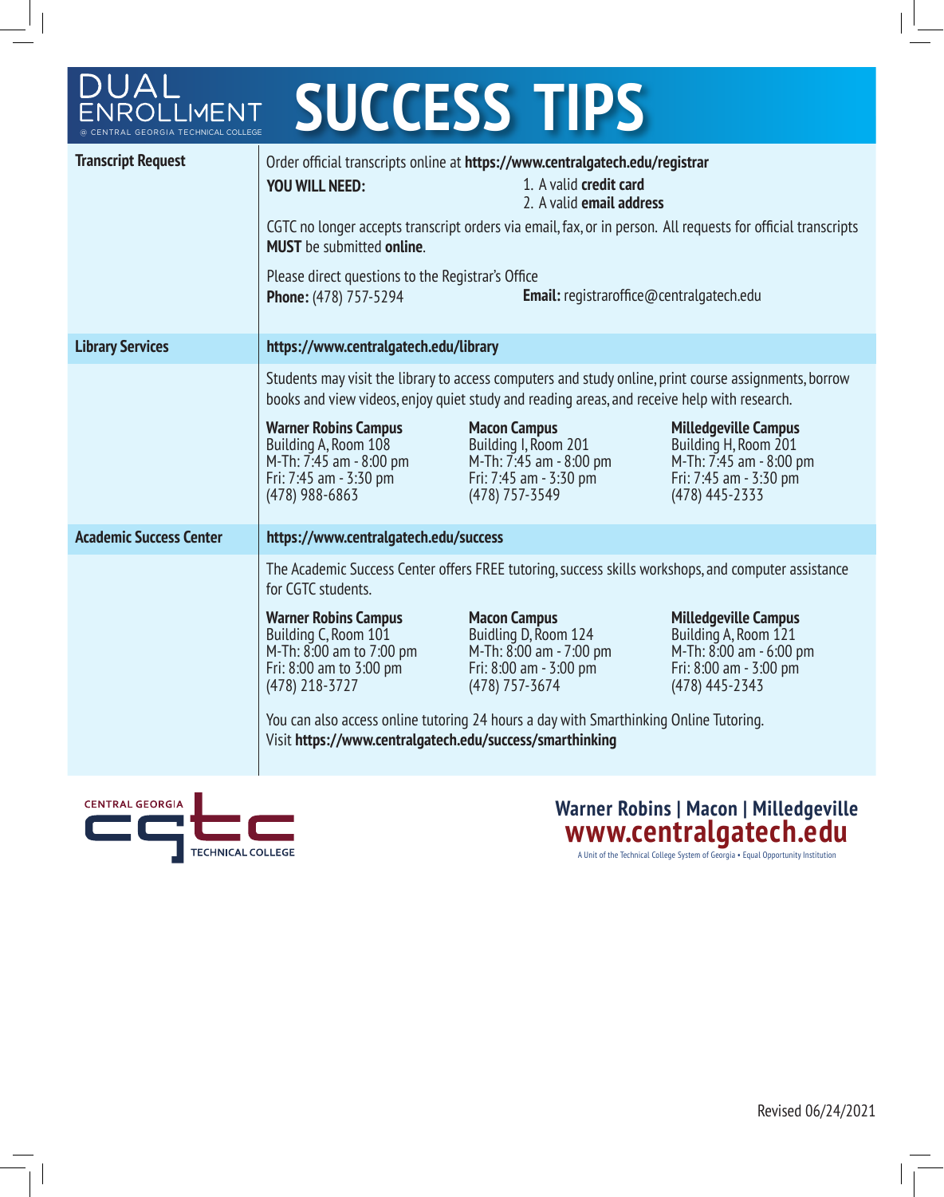# DUAL ENROLLMENT @ CENTRAL GEORGIA TECHNICAL COLLEGE SUCCESS TIPS

## Transcript Request

Order official transcripts online at **https://www.centralgatech.edu/registrar**

**YOU WILL NEED:**

1. A valid **credit card**
2. A valid **email address**

CGTC no longer accepts transcript orders via email, fax, or in person. All requests for official transcripts **MUST** be submitted **online**.

Please direct questions to the Registrar's Office

**Phone:** (478) 757-5294

**Email:** registraroffice@centralgatech.edu

## Library Services

**https://www.centralgatech.edu/library**

Students may visit the library to access computers and study online, print course assignments, borrow books and view videos, enjoy quiet study and reading areas, and receive help with research.

| Warner Robins Campus | Macon Campus | Milledgeville Campus |
|---|---|---|
| Building A, Room 108 | Building I, Room 201 | Building H, Room 201 |
| M-Th: 7:45 am - 8:00 pm | M-Th: 7:45 am - 8:00 pm | M-Th: 7:45 am - 8:00 pm |
| Fri: 7:45 am - 3:30 pm | Fri: 7:45 am - 3:30 pm | Fri: 7:45 am - 3:30 pm |
| (478) 988-6863 | (478) 757-3549 | (478) 445-2333 |

## Academic Success Center

**https://www.centralgatech.edu/success**

The Academic Success Center offers FREE tutoring, success skills workshops, and computer assistance for CGTC students.

| Warner Robins Campus | Macon Campus | Milledgeville Campus |
|---|---|---|
| Building C, Room 101 | Buidling D, Room 124 | Building A, Room 121 |
| M-Th: 8:00 am to 7:00 pm | M-Th: 8:00 am - 7:00 pm | M-Th: 8:00 am - 6:00 pm |
| Fri: 8:00 am to 3:00 pm | Fri: 8:00 am - 3:00 pm | Fri: 8:00 am - 3:00 pm |
| (478) 218-3727 | (478) 757-3674 | (478) 445-2343 |

You can also access online tutoring 24 hours a day with Smarthinking Online Tutoring.
Visit **https://www.centralgatech.edu/success/smarthinking**

CENTRAL GEORGIA cgtc TECHNICAL COLLEGE

**Warner Robins | Macon | Milledgeville**
**www.centralgatech.edu**
A Unit of the Technical College System of Georgia • Equal Opportunity Institution

Revised 06/24/2021